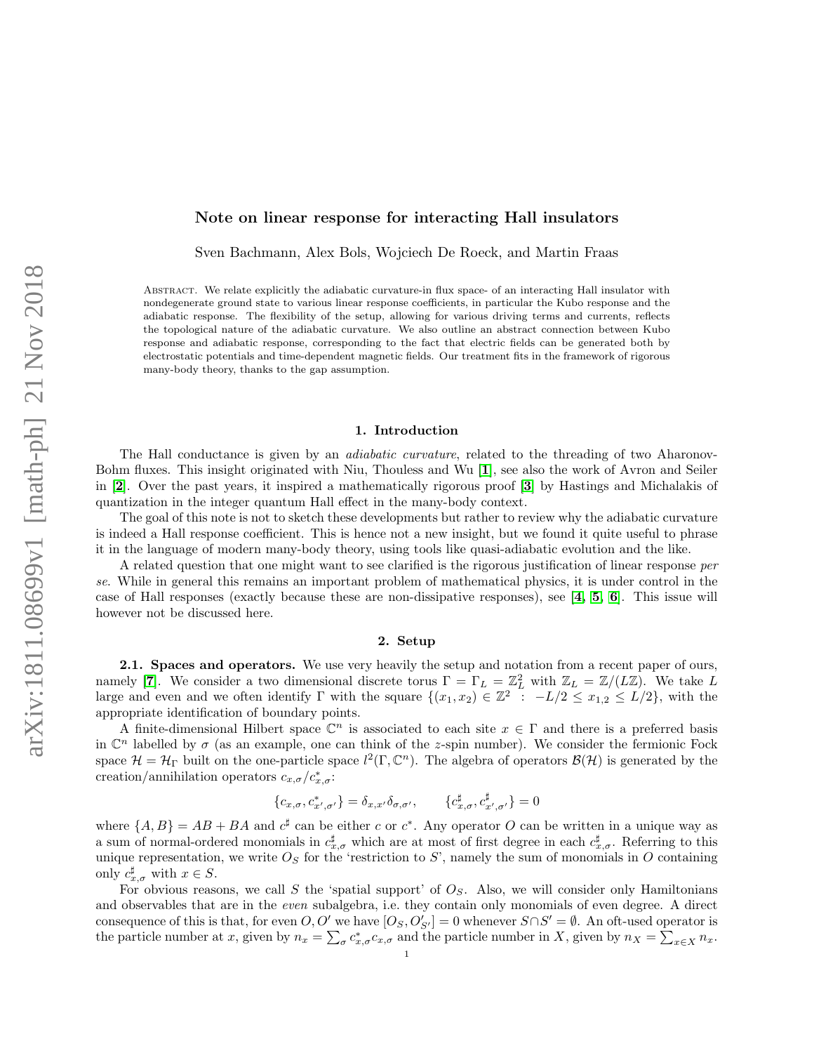# Note on linear response for interacting Hall insulators

Sven Bachmann, Alex Bols, Wojciech De Roeck, and Martin Fraas

Abstract. We relate explicitly the adiabatic curvature-in flux space- of an interacting Hall insulator with nondegenerate ground state to various linear response coefficients, in particular the Kubo response and the adiabatic response. The flexibility of the setup, allowing for various driving terms and currents, reflects the topological nature of the adiabatic curvature. We also outline an abstract connection between Kubo response and adiabatic response, corresponding to the fact that electric fields can be generated both by electrostatic potentials and time-dependent magnetic fields. Our treatment fits in the framework of rigorous many-body theory, thanks to the gap assumption.

## 1. Introduction

The Hall conductance is given by an *adiabatic curvature*, related to the threading of two Aharonov-Bohm fluxes. This insight originated with Niu, Thouless and Wu [1], see also the work of Avron and Seiler in [2]. Over the past years, it inspired a mathematically rigorous proof [3] by Hastings and Michalakis of quantization in the integer quantum Hall effect in the many-body context.

The goal of this note is not to sketch these developments but rather to review why the adiabatic curvature is indeed a Hall response coefficient. This is hence not a new insight, but we found it quite useful to phrase it in the language of modern many-body theory, using tools like quasi-adiabatic evolution and the like.

A related question that one might want to see clarified is the rigorous justification of linear response *per se*. While in general this remains an important problem of mathematical physics, it is under control in the case of Hall responses (exactly because these are non-dissipative responses), see [4, 5, 6]. This issue will however not be discussed here.

## 2. Setup

**2.1. Spaces and operators.** We use very heavily the setup and notation from a recent paper of ours, namely [7]. We consider a two dimensional discrete torus $\Gamma = \Gamma_L = \mathbb{Z}_L^2$ with $\mathbb{Z}_L = \mathbb{Z}/(L\mathbb{Z})$. We take $L$ large and even and we often identify $\Gamma$ with the square $\{(x_1, x_2) \in \mathbb{Z}^2 \ : \ -L/2 \leq x_{1,2} \leq L/2\}$, with the appropriate identification of boundary points.

A finite-dimensional Hilbert space $\mathbb{C}^n$ is associated to each site $x \in \Gamma$ and there is a preferred basis in $\mathbb{C}^n$ labelled by $\sigma$ (as an example, one can think of the $z$-spin number). We consider the fermionic Fock space $\mathcal{H} = \mathcal{H}_\Gamma$ built on the one-particle space $l^2(\Gamma, \mathbb{C}^n)$. The algebra of operators $\mathcal{B}(\mathcal{H})$ is generated by the creation/annihilation operators $c_{x,\sigma}/c^*_{x,\sigma}$:

$$\{c_{x,\sigma}, c^*_{x',\sigma'}\} = \delta_{x,x'}\delta_{\sigma,\sigma'}, \qquad \{c^\sharp_{x,\sigma}, c^\sharp_{x',\sigma'}\} = 0$$

where $\{A, B\} = AB + BA$ and $c^\sharp$ can be either $c$ or $c^*$. Any operator $O$ can be written in a unique way as a sum of normal-ordered monomials in $c^\sharp_{x,\sigma}$ which are at most of first degree in each $c^\sharp_{x,\sigma}$. Referring to this unique representation, we write $O_S$ for the 'restriction to $S$', namely the sum of monomials in $O$ containing only $c^\sharp_{x,\sigma}$ with $x \in S$.

For obvious reasons, we call $S$ the 'spatial support' of $O_S$. Also, we will consider only Hamiltonians and observables that are in the *even* subalgebra, i.e. they contain only monomials of even degree. A direct consequence of this is that, for even $O, O'$ we have $[O_S, O'_{S'}] = 0$ whenever $S \cap S' = \emptyset$. An oft-used operator is the particle number at $x$, given by $n_x = \sum_\sigma c^*_{x,\sigma} c_{x,\sigma}$ and the particle number in $X$, given by $n_X = \sum_{x \in X} n_x$.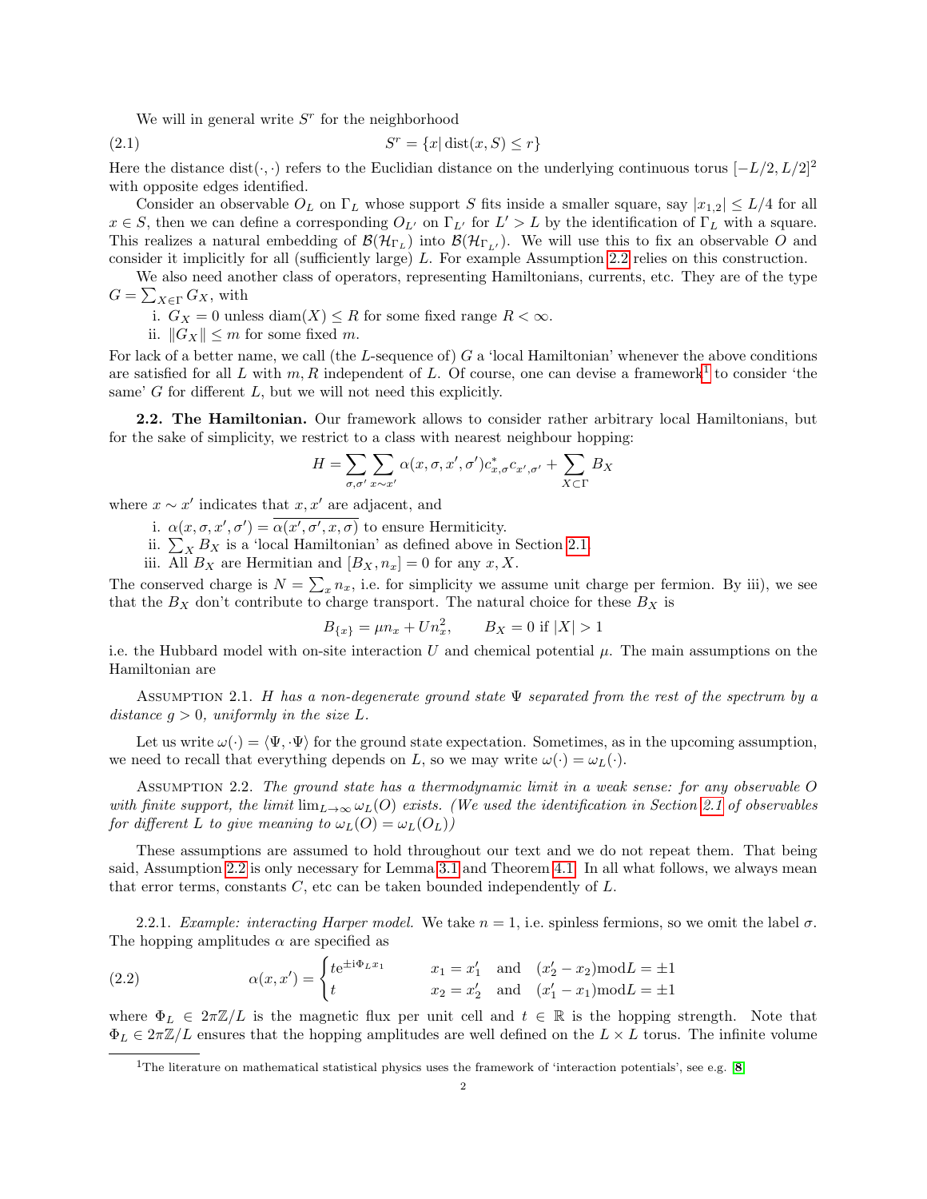We will in general write $S^r$ for the neighborhood

$$S^r = \{x | \operatorname{dist}(x, S) \leq r\} \tag{2.1}$$

Here the distance $\operatorname{dist}(\cdot,\cdot)$ refers to the Euclidian distance on the underlying continuous torus $[-L/2, L/2]^2$ with opposite edges identified.

Consider an observable $O_L$ on $\Gamma_L$ whose support $S$ fits inside a smaller square, say $|x_{1,2}| \leq L/4$ for all $x \in S$, then we can define a corresponding $O_{L'}$ on $\Gamma_{L'}$ for $L' > L$ by the identification of $\Gamma_L$ with a square. This realizes a natural embedding of $\mathcal{B}(\mathcal{H}_{\Gamma_L})$ into $\mathcal{B}(\mathcal{H}_{\Gamma_{L'}})$. We will use this to fix an observable $O$ and consider it implicitly for all (sufficiently large) $L$. For example Assumption 2.2 relies on this construction.

We also need another class of operators, representing Hamiltonians, currents, etc. They are of the type $G = \sum_{X \in \Gamma} G_X$, with

i. $G_X = 0$ unless $\operatorname{diam}(X) \leq R$ for some fixed range $R < \infty$.
ii. $\|G_X\| \leq m$ for some fixed $m$.

For lack of a better name, we call (the $L$-sequence of) $G$ a 'local Hamiltonian' whenever the above conditions are satisfied for all $L$ with $m, R$ independent of $L$. Of course, one can devise a framework[1] to consider 'the same' $G$ for different $L$, but we will not need this explicitly.

**2.2. The Hamiltonian.** Our framework allows to consider rather arbitrary local Hamiltonians, but for the sake of simplicity, we restrict to a class with nearest neighbour hopping:

$$H = \sum_{\sigma,\sigma'} \sum_{x \sim x'} \alpha(x, \sigma, x', \sigma') c^*_{x,\sigma} c_{x',\sigma'} + \sum_{X \subset \Gamma} B_X$$

where $x \sim x'$ indicates that $x, x'$ are adjacent, and

i. $\alpha(x, \sigma, x', \sigma') = \overline{\alpha(x', \sigma', x, \sigma)}$ to ensure Hermiticity.
ii. $\sum_X B_X$ is a 'local Hamiltonian' as defined above in Section 2.1
iii. All $B_X$ are Hermitian and $[B_X, n_x] = 0$ for any $x, X$.

The conserved charge is $N = \sum_x n_x$, i.e. for simplicity we assume unit charge per fermion. By iii), we see that the $B_X$ don't contribute to charge transport. The natural choice for these $B_X$ is

$$B_{\{x\}} = \mu n_x + U n_x^2, \qquad B_X = 0 \text{ if } |X| > 1$$

i.e. the Hubbard model with on-site interaction $U$ and chemical potential $\mu$. The main assumptions on the Hamiltonian are

Assumption 2.1. *$H$ has a non-degenerate ground state $\Psi$ separated from the rest of the spectrum by a distance $g > 0$, uniformly in the size $L$.*

Let us write $\omega(\cdot) = \langle \Psi, \cdot \Psi \rangle$ for the ground state expectation. Sometimes, as in the upcoming assumption, we need to recall that everything depends on $L$, so we may write $\omega(\cdot) = \omega_L(\cdot)$.

Assumption 2.2. *The ground state has a thermodynamic limit in a weak sense: for any observable $O$ with finite support, the limit $\lim_{L \to \infty} \omega_L(O)$ exists. (We used the identification in Section 2.1 of observables for different $L$ to give meaning to $\omega_L(O) = \omega_L(O_L)$)*

These assumptions are assumed to hold throughout our text and we do not repeat them. That being said, Assumption 2.2 is only necessary for Lemma 3.1 and Theorem 4.1. In all what follows, we always mean that error terms, constants $C$, etc can be taken bounded independently of $L$.

2.2.1. *Example: interacting Harper model.* We take $n = 1$, i.e. spinless fermions, so we omit the label $\sigma$. The hopping amplitudes $\alpha$ are specified as

$$\alpha(x, x') = \begin{cases} t \mathrm{e}^{\pm \mathrm{i} \Phi_L x_1} & x_1 = x_1' \quad \text{and} \quad (x_2' - x_2) \bmod L = \pm 1 \\ t & x_2 = x_2' \quad \text{and} \quad (x_1' - x_1) \bmod L = \pm 1 \end{cases} \tag{2.2}$$

where $\Phi_L \in 2\pi\mathbb{Z}/L$ is the magnetic flux per unit cell and $t \in \mathbb{R}$ is the hopping strength. Note that $\Phi_L \in 2\pi\mathbb{Z}/L$ ensures that the hopping amplitudes are well defined on the $L \times L$ torus. The infinite volume

[1] The literature on mathematical statistical physics uses the framework of 'interaction potentials', see e.g. [8]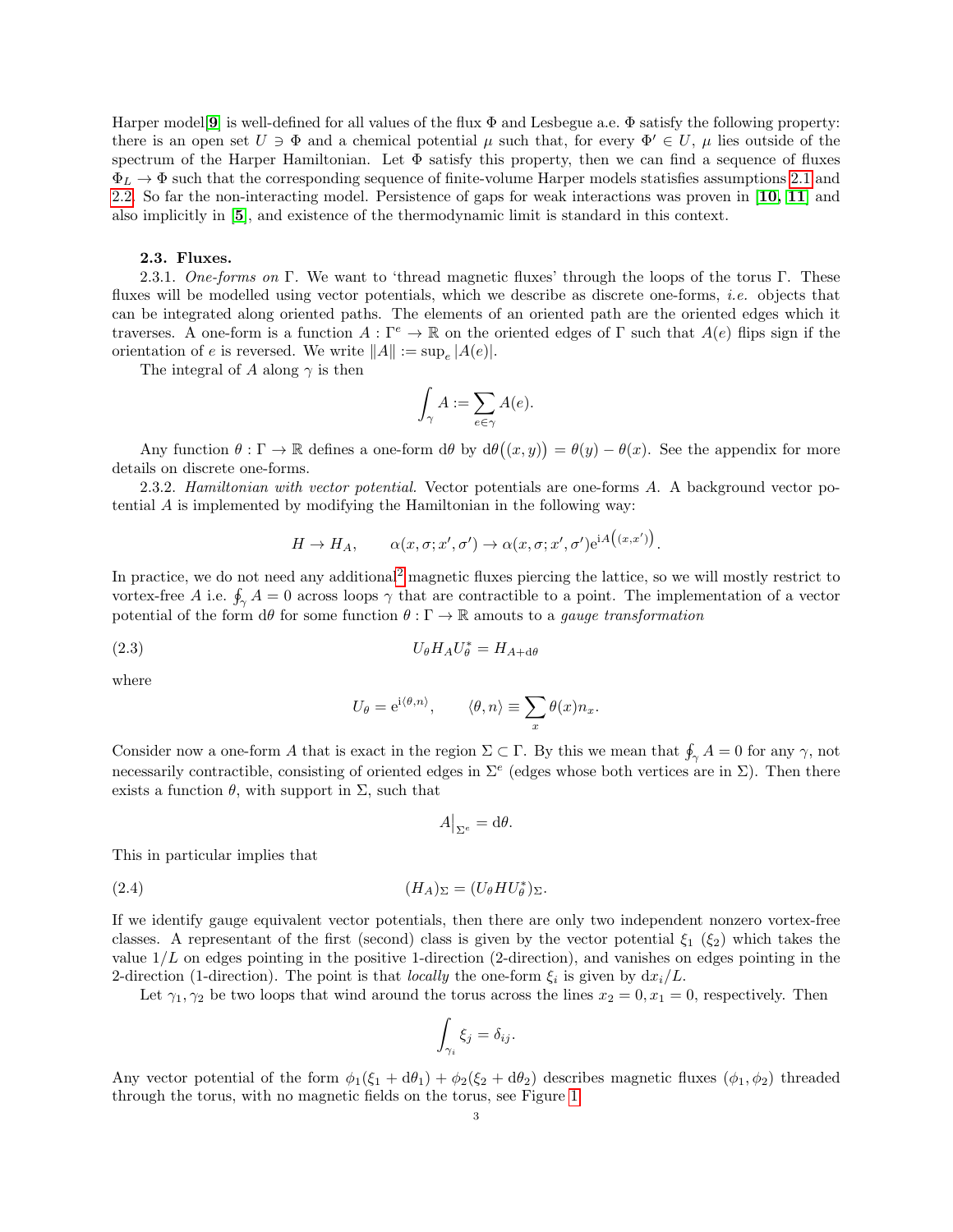Harper model[9] is well-defined for all values of the flux $\Phi$ and Lesbegue a.e. $\Phi$ satisfy the following property: there is an open set $U \ni \Phi$ and a chemical potential $\mu$ such that, for every $\Phi' \in U$, $\mu$ lies outside of the spectrum of the Harper Hamiltonian. Let $\Phi$ satisfy this property, then we can find a sequence of fluxes $\Phi_L \to \Phi$ such that the corresponding sequence of finite-volume Harper models statisfies assumptions 2.1 and 2.2. So far the non-interacting model. Persistence of gaps for weak interactions was proven in [10, 11] and also implicitly in [5], and existence of the thermodynamic limit is standard in this context.

### 2.3. Fluxes.

2.3.1. *One-forms on* $\Gamma$. We want to 'thread magnetic fluxes' through the loops of the torus $\Gamma$. These fluxes will be modelled using vector potentials, which we describe as discrete one-forms, *i.e.* objects that can be integrated along oriented paths. The elements of an oriented path are the oriented edges which it traverses. A one-form is a function $A : \Gamma^e \to \mathbb{R}$ on the oriented edges of $\Gamma$ such that $A(e)$ flips sign if the orientation of $e$ is reversed. We write $\|A\| := \sup_e |A(e)|$.

The integral of $A$ along $\gamma$ is then

$$\int_\gamma A := \sum_{e \in \gamma} A(e).$$

Any function $\theta : \Gamma \to \mathbb{R}$ defines a one-form $\mathrm{d}\theta$ by $\mathrm{d}\theta\big((x, y)\big) = \theta(y) - \theta(x)$. See the appendix for more details on discrete one-forms.

2.3.2. *Hamiltonian with vector potential.* Vector potentials are one-forms $A$. A background vector potential $A$ is implemented by modifying the Hamiltonian in the following way:

$$H \to H_A, \qquad \alpha(x, \sigma; x', \sigma') \to \alpha(x, \sigma; x', \sigma')\mathrm{e}^{\mathrm{i}A\big((x,x')\big)}.$$

In practice, we do not need any additional[2] magnetic fluxes piercing the lattice, so we will mostly restrict to vortex-free $A$ i.e. $\oint_\gamma A = 0$ across loops $\gamma$ that are contractible to a point. The implementation of a vector potential of the form $\mathrm{d}\theta$ for some function $\theta : \Gamma \to \mathbb{R}$ amouts to a *gauge transformation*

$$U_\theta H_A U_\theta^* = H_{A+\mathrm{d}\theta} \tag{2.3}$$

where

$$U_\theta = \mathrm{e}^{\mathrm{i}\langle \theta, n\rangle}, \qquad \langle \theta, n\rangle \equiv \sum_x \theta(x) n_x.$$

Consider now a one-form $A$ that is exact in the region $\Sigma \subset \Gamma$. By this we mean that $\oint_\gamma A = 0$ for any $\gamma$, not necessarily contractible, consisting of oriented edges in $\Sigma^e$ (edges whose both vertices are in $\Sigma$). Then there exists a function $\theta$, with support in $\Sigma$, such that

$$A\big|_{\Sigma^e} = \mathrm{d}\theta.$$

This in particular implies that

$$(H_A)_\Sigma = (U_\theta H U_\theta^*)_\Sigma. \tag{2.4}$$

If we identify gauge equivalent vector potentials, then there are only two independent nonzero vortex-free classes. A representant of the first (second) class is given by the vector potential $\xi_1$ ($\xi_2$) which takes the value $1/L$ on edges pointing in the positive 1-direction (2-direction), and vanishes on edges pointing in the 2-direction (1-direction). The point is that *locally* the one-form $\xi_i$ is given by $\mathrm{d}x_i/L$.

Let $\gamma_1, \gamma_2$ be two loops that wind around the torus across the lines $x_2 = 0, x_1 = 0$, respectively. Then

$$\int_{\gamma_i} \xi_j = \delta_{ij}.$$

Any vector potential of the form $\phi_1(\xi_1 + \mathrm{d}\theta_1) + \phi_2(\xi_2 + \mathrm{d}\theta_2)$ describes magnetic fluxes $(\phi_1, \phi_2)$ threaded through the torus, with no magnetic fields on the torus, see Figure 1.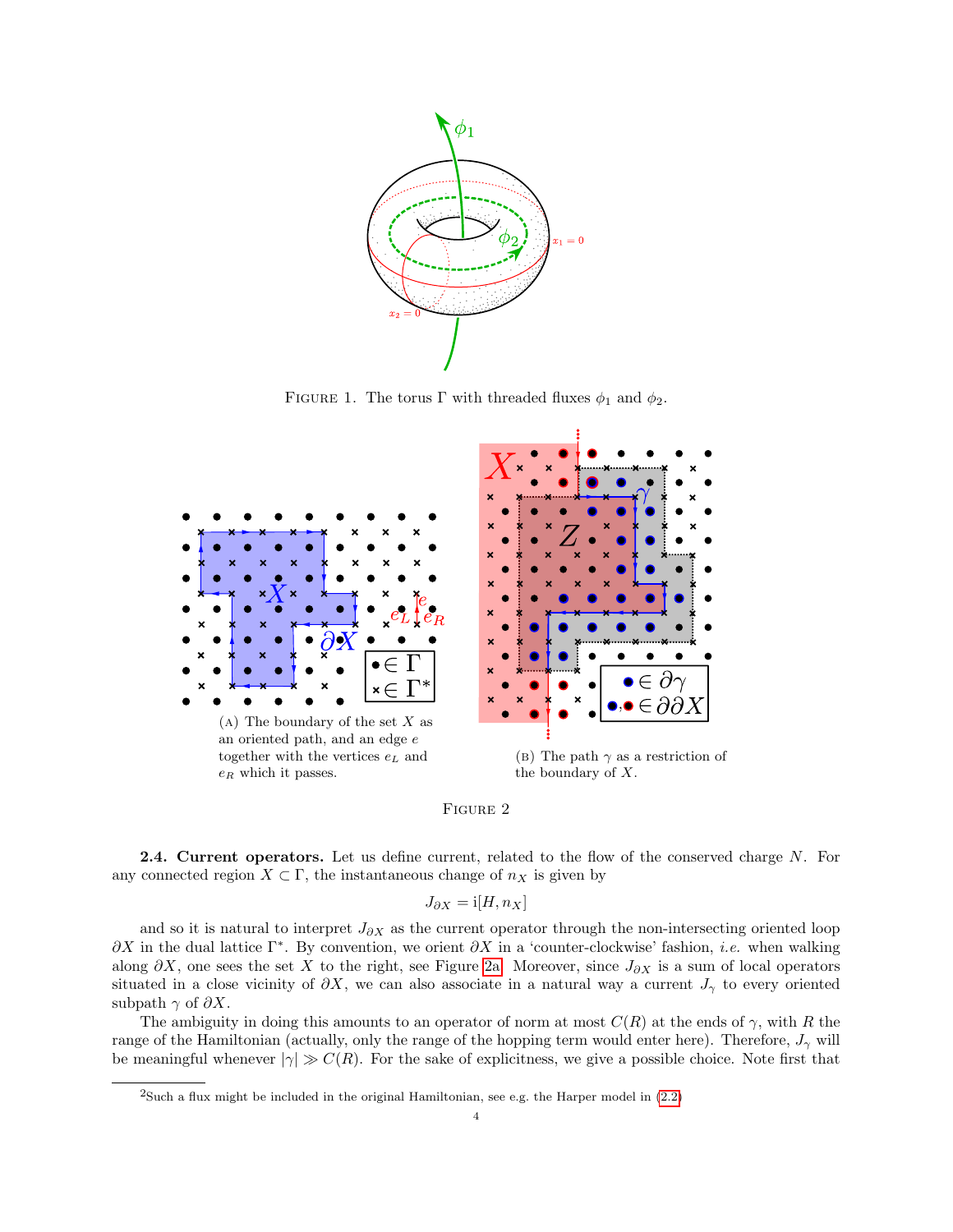Figure 1. The torus $\Gamma$ with threaded fluxes $\phi_1$ and $\phi_2$.

(a) The boundary of the set $X$ as an oriented path, and an edge $e$ together with the vertices $e_L$ and $e_R$ which it passes.

(b) The path $\gamma$ as a restriction of the boundary of $X$.

Figure 2

**2.4. Current operators.** Let us define current, related to the flow of the conserved charge $N$. For any connected region $X \subset \Gamma$, the instantaneous change of $n_X$ is given by

$$J_{\partial X} = \mathrm{i}[H, n_X]$$

and so it is natural to interpret $J_{\partial X}$ as the current operator through the non-intersecting oriented loop $\partial X$ in the dual lattice $\Gamma^*$. By convention, we orient $\partial X$ in a 'counter-clockwise' fashion, *i.e.* when walking along $\partial X$, one sees the set $X$ to the right, see Figure 2a. Moreover, since $J_{\partial X}$ is a sum of local operators situated in a close vicinity of $\partial X$, we can also associate in a natural way a current $J_\gamma$ to every oriented subpath $\gamma$ of $\partial X$.

The ambiguity in doing this amounts to an operator of norm at most $C(R)$ at the ends of $\gamma$, with $R$ the range of the Hamiltonian (actually, only the range of the hopping term would enter here). Therefore, $J_\gamma$ will be meaningful whenever $|\gamma| \gg C(R)$. For the sake of explicitness, we give a possible choice. Note first that

[2]Such a flux might be included in the original Hamiltonian, see e.g. the Harper model in (2.2)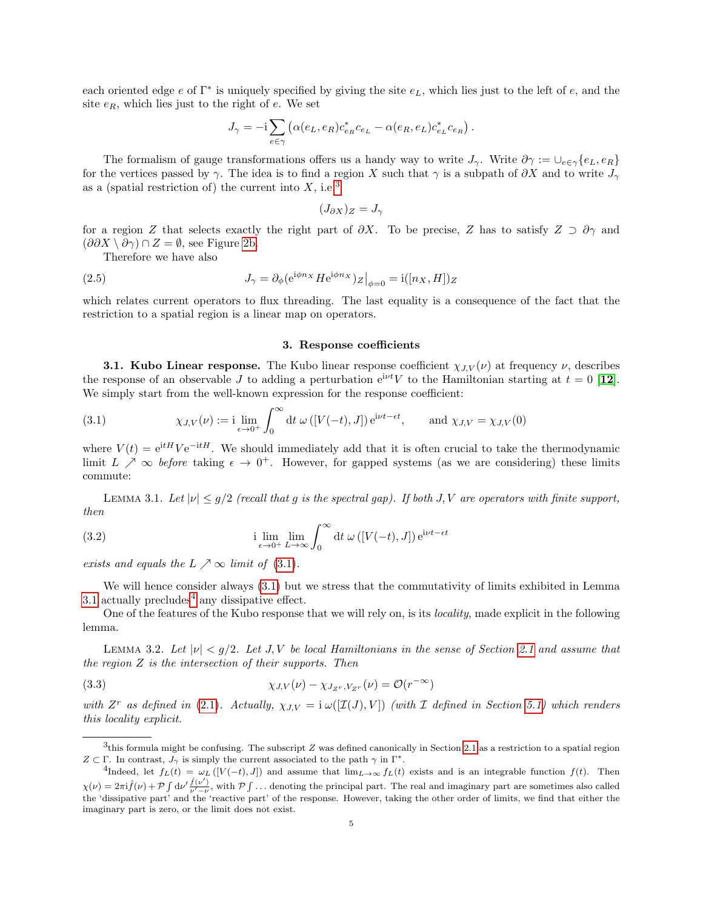each oriented edge $e$ of $\Gamma^*$ is uniquely specified by giving the site $e_L$, which lies just to the left of $e$, and the site $e_R$, which lies just to the right of $e$. We set

$$J_\gamma = -\mathrm{i} \sum_{e\in\gamma} \left( \alpha(e_L, e_R) c^*_{e_R} c_{e_L} - \alpha(e_R, e_L) c^*_{e_L} c_{e_R} \right).$$

The formalism of gauge transformations offers us a handy way to write $J_\gamma$. Write $\partial\gamma := \cup_{e\in\gamma}\{e_L, e_R\}$ for the vertices passed by $\gamma$. The idea is to find a region $X$ such that $\gamma$ is a subpath of $\partial X$ and to write $J_\gamma$ as a (spatial restriction of) the current into $X$, i.e.[3]

$$(J_{\partial X})_Z = J_\gamma$$

for a region $Z$ that selects exactly the right part of $\partial X$. To be precise, $Z$ has to satisfy $Z \supset \partial\gamma$ and $(\partial\partial X \setminus \partial\gamma) \cap Z = \emptyset$, see Figure 2b.

Therefore we have also

$$J_\gamma = \partial_\phi (\mathrm{e}^{\mathrm{i}\phi n_X} H \mathrm{e}^{\mathrm{i}\phi n_X})_Z \big|_{\phi=0} = \mathrm{i}([n_X, H])_Z \tag{2.5}$$

which relates current operators to flux threading. The last equality is a consequence of the fact that the restriction to a spatial region is a linear map on operators.

## 3. Response coefficients

**3.1. Kubo Linear response.** The Kubo linear response coefficient $\chi_{J,V}(\nu)$ at frequency $\nu$, describes the response of an observable $J$ to adding a perturbation $\mathrm{e}^{\mathrm{i}\nu t} V$ to the Hamiltonian starting at $t = 0$ [**12**]. We simply start from the well-known expression for the response coefficient:

$$\chi_{J,V}(\nu) := \mathrm{i} \lim_{\epsilon\to 0^+} \int_0^\infty \mathrm{d}t\, \omega\left([V(-t), J]\right) \mathrm{e}^{\mathrm{i}\nu t - \epsilon t}, \qquad \text{and } \chi_{J,V} = \chi_{J,V}(0) \tag{3.1}$$

where $V(t) = \mathrm{e}^{\mathrm{i}tH} V \mathrm{e}^{-\mathrm{i}tH}$. We should immediately add that it is often crucial to take the thermodynamic limit $L \nearrow \infty$ *before* taking $\epsilon \to 0^+$. However, for gapped systems (as we are considering) these limits commute:

Lemma 3.1. *Let $|\nu| \leq g/2$ (recall that $g$ is the spectral gap). If both $J, V$ are operators with finite support, then*

$$\mathrm{i} \lim_{\epsilon\to 0^+} \lim_{L\to\infty} \int_0^\infty \mathrm{d}t\, \omega\left([V(-t), J]\right) \mathrm{e}^{\mathrm{i}\nu t - \epsilon t} \tag{3.2}$$

*exists and equals the $L \nearrow \infty$ limit of* (3.1).

We will hence consider always (3.1) but we stress that the commutativity of limits exhibited in Lemma 3.1 actually precludes[4] any dissipative effect.

One of the features of the Kubo response that we will rely on, is its *locality*, made explicit in the following lemma.

Lemma 3.2. *Let $|\nu| < g/2$. Let $J, V$ be local Hamiltonians in the sense of Section 2.1 and assume that the region $Z$ is the intersection of their supports. Then*

$$\chi_{J,V}(\nu) - \chi_{J_{Z^r}, V_{Z^r}}(\nu) = \mathcal{O}(r^{-\infty}) \tag{3.3}$$

*with $Z^r$ as defined in* (2.1). *Actually, $\chi_{J,V} = \mathrm{i}\,\omega([\mathcal{I}(J), V])$ (with $\mathcal{I}$ defined in Section 5.1) which renders this locality explicit.*

---

[3] this formula might be confusing. The subscript $Z$ was defined canonically in Section 2.1 as a restriction to a spatial region $Z \subset \Gamma$. In contrast, $J_\gamma$ is simply the current associated to the path $\gamma$ in $\Gamma^*$.

[4] Indeed, let $f_L(t) = \omega_L\left([V(-t), J]\right)$ and assume that $\lim_{L\to\infty} f_L(t)$ exists and is an integrable function $f(t)$. Then $\chi(\nu) = 2\pi \mathrm{i} \hat{f}(\nu) + \mathcal{P}\int \mathrm{d}\nu' \frac{\hat{f}(\nu')}{\nu'-\nu}$, with $\mathcal{P}\int \ldots$ denoting the principal part. The real and imaginary part are sometimes also called the 'dissipative part' and the 'reactive part' of the response. However, taking the other order of limits, we find that either the imaginary part is zero, or the limit does not exist.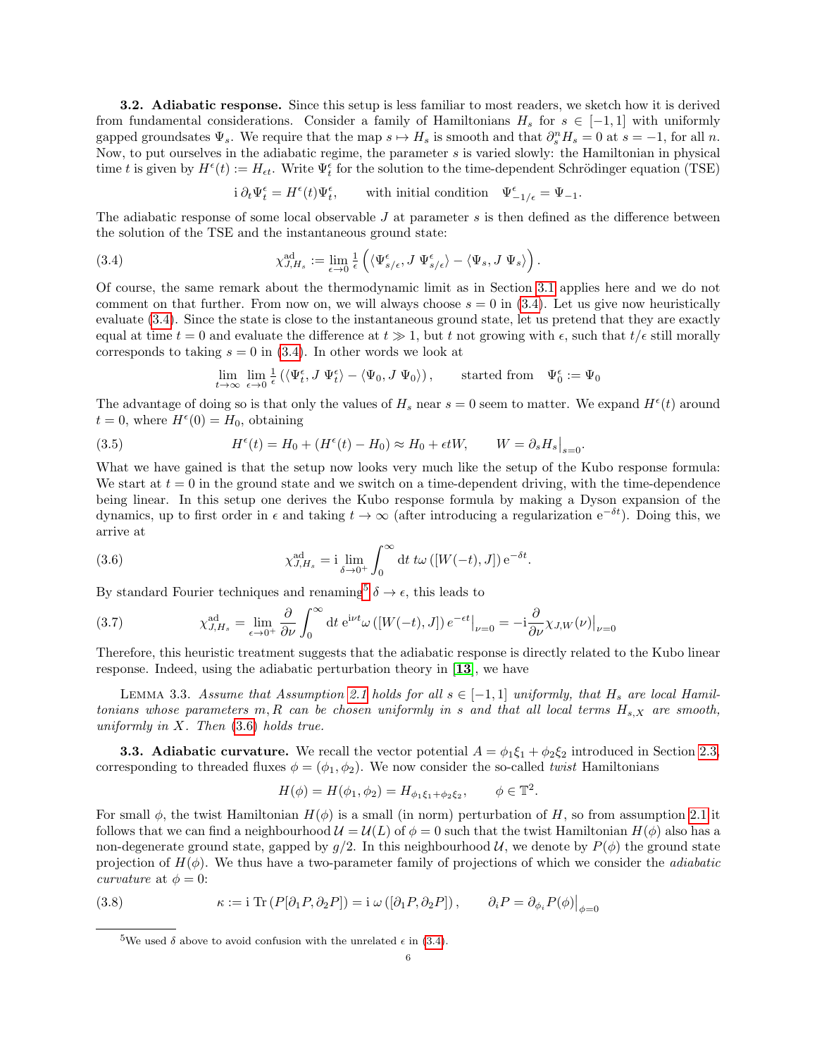**3.2. Adiabatic response.** Since this setup is less familiar to most readers, we sketch how it is derived from fundamental considerations. Consider a family of Hamiltonians $H_s$ for $s \in [-1, 1]$ with uniformly gapped groundsates $\Psi_s$. We require that the map $s \mapsto H_s$ is smooth and that $\partial_s^n H_s = 0$ at $s = -1$, for all $n$. Now, to put ourselves in the adiabatic regime, the parameter $s$ is varied slowly: the Hamiltonian in physical time $t$ is given by $H^\epsilon(t) := H_{\epsilon t}$. Write $\Psi_t^\epsilon$ for the solution to the time-dependent Schrödinger equation (TSE)

$$\mathrm{i}\, \partial_t \Psi_t^\epsilon = H^\epsilon(t) \Psi_t^\epsilon, \qquad \text{with initial condition} \quad \Psi_{-1/\epsilon}^\epsilon = \Psi_{-1}.$$

The adiabatic response of some local observable $J$ at parameter $s$ is then defined as the difference between the solution of the TSE and the instantaneous ground state:

$$\chi_{J,H_s}^{\mathrm{ad}} := \lim_{\epsilon \to 0} \tfrac{1}{\epsilon} \left( \langle \Psi_{s/\epsilon}^\epsilon, J\, \Psi_{s/\epsilon}^\epsilon \rangle - \langle \Psi_s, J\, \Psi_s \rangle \right). \tag{3.4}$$

Of course, the same remark about the thermodynamic limit as in Section 3.1 applies here and we do not comment on that further. From now on, we will always choose $s = 0$ in (3.4). Let us give now heuristically evaluate (3.4). Since the state is close to the instantaneous ground state, let us pretend that they are exactly equal at time $t = 0$ and evaluate the difference at $t \gg 1$, but $t$ not growing with $\epsilon$, such that $t/\epsilon$ still morally corresponds to taking $s = 0$ in (3.4). In other words we look at

$$\lim_{t \to \infty} \lim_{\epsilon \to 0} \tfrac{1}{\epsilon} \left( \langle \Psi_t^\epsilon, J\, \Psi_t^\epsilon \rangle - \langle \Psi_0, J\, \Psi_0 \rangle \right), \qquad \text{started from} \quad \Psi_0^\epsilon := \Psi_0$$

The advantage of doing so is that only the values of $H_s$ near $s = 0$ seem to matter. We expand $H^\epsilon(t)$ around $t = 0$, where $H^\epsilon(0) = H_0$, obtaining

$$H^\epsilon(t) = H_0 + (H^\epsilon(t) - H_0) \approx H_0 + \epsilon t W, \qquad W = \partial_s H_s\big|_{s=0}. \tag{3.5}$$

What we have gained is that the setup now looks very much like the setup of the Kubo response formula: We start at $t = 0$ in the ground state and we switch on a time-dependent driving, with the time-dependence being linear. In this setup one derives the Kubo response formula by making a Dyson expansion of the dynamics, up to first order in $\epsilon$ and taking $t \to \infty$ (after introducing a regularization $\mathrm{e}^{-\delta t}$). Doing this, we arrive at

$$\chi_{J,H_s}^{\mathrm{ad}} = \mathrm{i} \lim_{\delta \to 0^+} \int_0^\infty \mathrm{d}t\; t \omega\left([W(-t), J]\right) \mathrm{e}^{-\delta t}. \tag{3.6}$$

By standard Fourier techniques and renaming[5] $\delta \to \epsilon$, this leads to

$$\chi_{J,H_s}^{\mathrm{ad}} = \lim_{\epsilon \to 0^+} \frac{\partial}{\partial \nu} \int_0^\infty \mathrm{d}t\; \mathrm{e}^{\mathrm{i}\nu t} \omega\left([W(-t), J]\right) e^{-\epsilon t}\big|_{\nu=0} = -\mathrm{i} \frac{\partial}{\partial \nu} \chi_{J,W}(\nu)\big|_{\nu=0} \tag{3.7}$$

Therefore, this heuristic treatment suggests that the adiabatic response is directly related to the Kubo linear response. Indeed, using the adiabatic perturbation theory in [**13**], we have

Lemma 3.3. *Assume that Assumption 2.1 holds for all $s \in [-1, 1]$ uniformly, that $H_s$ are local Hamiltonians whose parameters $m, R$ can be chosen uniformly in $s$ and that all local terms $H_{s,X}$ are smooth, uniformly in $X$. Then (3.6) holds true.*

**3.3. Adiabatic curvature.** We recall the vector potential $A = \phi_1 \xi_1 + \phi_2 \xi_2$ introduced in Section 2.3, corresponding to threaded fluxes $\phi = (\phi_1, \phi_2)$. We now consider the so-called *twist* Hamiltonians

$$H(\phi) = H(\phi_1, \phi_2) = H_{\phi_1 \xi_1 + \phi_2 \xi_2}, \qquad \phi \in \mathbb{T}^2.$$

For small $\phi$, the twist Hamiltonian $H(\phi)$ is a small (in norm) perturbation of $H$, so from assumption 2.1 it follows that we can find a neighbourhood $\mathcal{U} = \mathcal{U}(L)$ of $\phi = 0$ such that the twist Hamiltonian $H(\phi)$ also has a non-degenerate ground state, gapped by $g/2$. In this neighbourhood $\mathcal{U}$, we denote by $P(\phi)$ the ground state projection of $H(\phi)$. We thus have a two-parameter family of projections of which we consider the *adiabatic curvature* at $\phi = 0$:

$$\kappa := \mathrm{i}\, \mathrm{Tr}\left(P[\partial_1 P, \partial_2 P]\right) = \mathrm{i}\, \omega\left([\partial_1 P, \partial_2 P]\right), \qquad \partial_i P = \partial_{\phi_i} P(\phi)\big|_{\phi=0} \tag{3.8}$$

---

[5] We used $\delta$ above to avoid confusion with the unrelated $\epsilon$ in (3.4).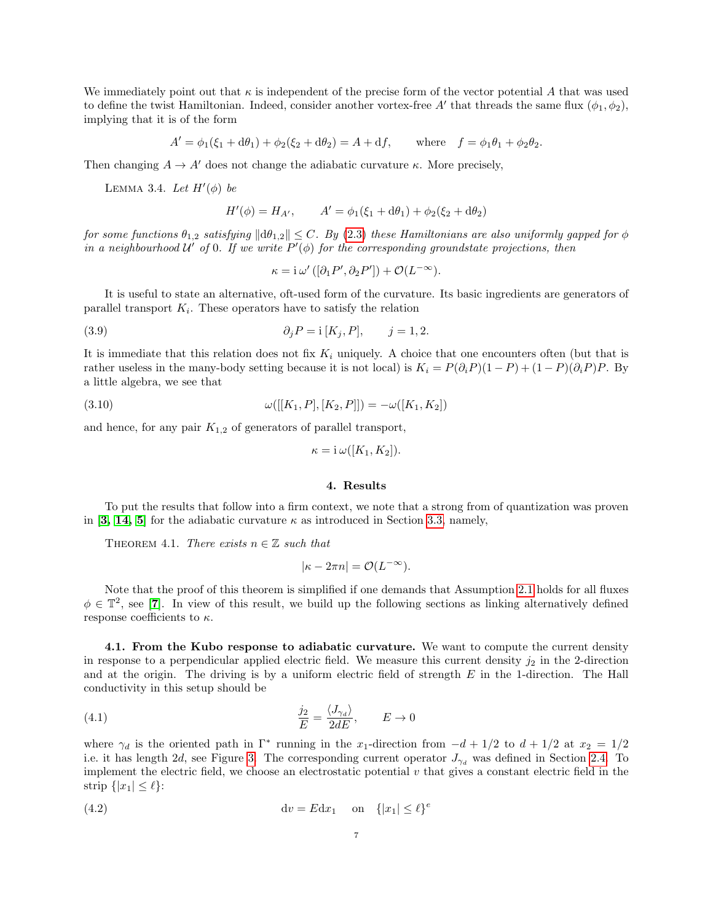We immediately point out that $\kappa$ is independent of the precise form of the vector potential $A$ that was used to define the twist Hamiltonian. Indeed, consider another vortex-free $A'$ that threads the same flux $(\phi_1, \phi_2)$, implying that it is of the form

$$A' = \phi_1(\xi_1 + \mathrm{d}\theta_1) + \phi_2(\xi_2 + \mathrm{d}\theta_2) = A + \mathrm{d}f, \qquad \text{where} \quad f = \phi_1\theta_1 + \phi_2\theta_2.$$

Then changing $A \to A'$ does not change the adiabatic curvature $\kappa$. More precisely,

Lemma 3.4. *Let $H'(\phi)$ be*

$$H'(\phi) = H_{A'}, \qquad A' = \phi_1(\xi_1 + \mathrm{d}\theta_1) + \phi_2(\xi_2 + \mathrm{d}\theta_2)$$

*for some functions $\theta_{1,2}$ satisfying $\|\mathrm{d}\theta_{1,2}\| \leq C$. By (2.3) these Hamiltonians are also uniformly gapped for $\phi$ in a neighbourhood $\mathcal{U}'$ of 0. If we write $P'(\phi)$ for the corresponding groundstate projections, then*

$$\kappa = \mathrm{i}\,\omega'\left([\partial_1 P', \partial_2 P']\right) + \mathcal{O}(L^{-\infty}).$$

It is useful to state an alternative, oft-used form of the curvature. Its basic ingredients are generators of parallel transport $K_i$. These operators have to satisfy the relation

$$\partial_j P = \mathrm{i}\,[K_j, P], \qquad j = 1, 2. \tag{3.9}$$

It is immediate that this relation does not fix $K_i$ uniquely. A choice that one encounters often (but that is rather useless in the many-body setting because it is not local) is $K_i = P(\partial_i P)(1-P) + (1-P)(\partial_i P)P$. By a little algebra, we see that

$$\omega([[K_1, P], [K_2, P]]) = -\omega([K_1, K_2]) \tag{3.10}$$

and hence, for any pair $K_{1,2}$ of generators of parallel transport,

$$\kappa = \mathrm{i}\,\omega([K_1, K_2]).$$

## 4. Results

To put the results that follow into a firm context, we note that a strong from of quantization was proven in [3, 14, 5] for the adiabatic curvature $\kappa$ as introduced in Section 3.3, namely,

Theorem 4.1. *There exists $n \in \mathbb{Z}$ such that*

$$|\kappa - 2\pi n| = \mathcal{O}(L^{-\infty}).$$

Note that the proof of this theorem is simplified if one demands that Assumption 2.1 holds for all fluxes $\phi \in \mathbb{T}^2$, see [7]. In view of this result, we build up the following sections as linking alternatively defined response coefficients to $\kappa$.

### 4.1. From the Kubo response to adiabatic curvature.

We want to compute the current density in response to a perpendicular applied electric field. We measure this current density $j_2$ in the 2-direction and at the origin. The driving is by a uniform electric field of strength $E$ in the 1-direction. The Hall conductivity in this setup should be

$$\frac{j_2}{E} = \frac{\langle J_{\gamma_d}\rangle}{2dE}, \qquad E \to 0 \tag{4.1}$$

where $\gamma_d$ is the oriented path in $\Gamma^*$ running in the $x_1$-direction from $-d + 1/2$ to $d + 1/2$ at $x_2 = 1/2$ i.e. it has length $2d$, see Figure 3. The corresponding current operator $J_{\gamma_d}$ was defined in Section 2.4. To implement the electric field, we choose an electrostatic potential $v$ that gives a constant electric field in the strip $\{|x_1| \leq \ell\}$:

$$\mathrm{d}v = E\mathrm{d}x_1 \quad \text{on} \quad \{|x_1| \leq \ell\}^e \tag{4.2}$$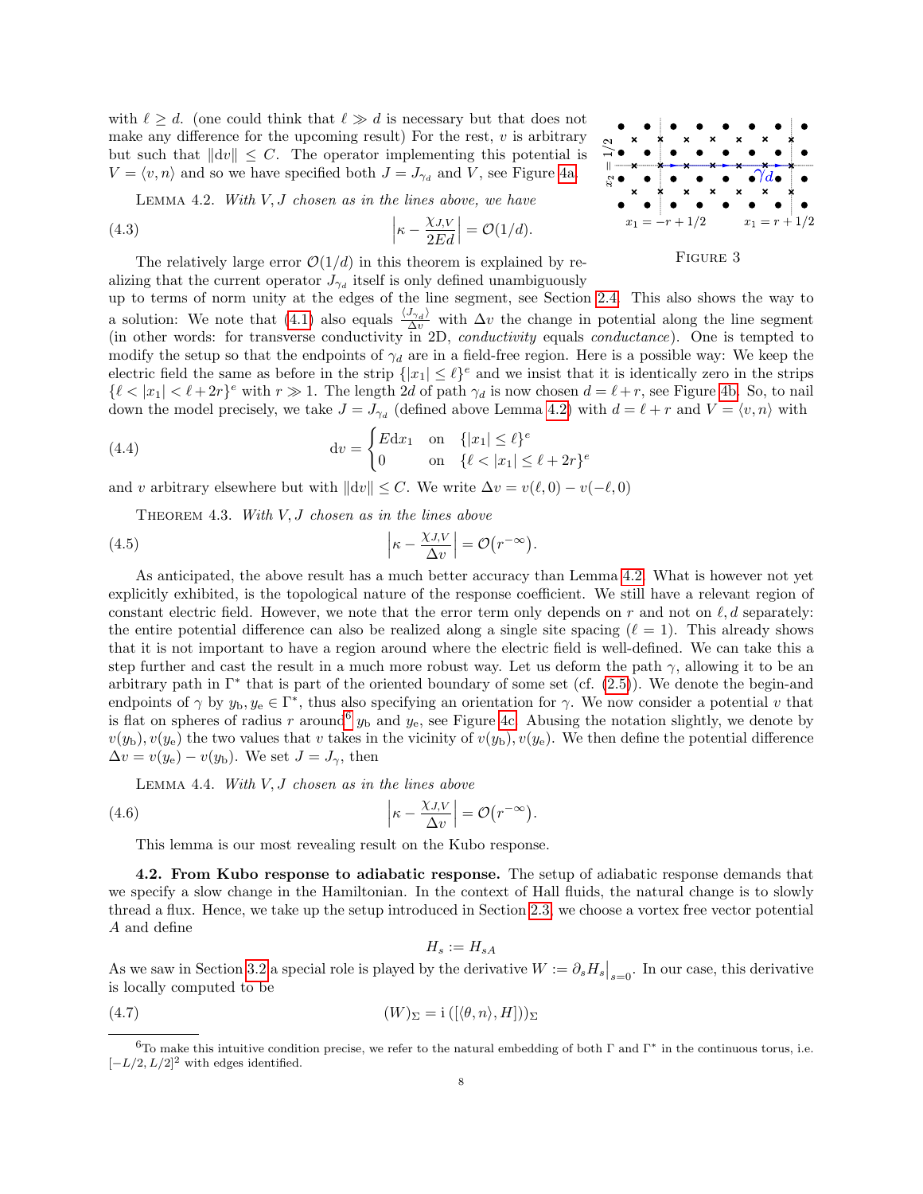with $\ell \geq d$. (one could think that $\ell \gg d$ is necessary but that does not make any difference for the upcoming result) For the rest, $v$ is arbitrary but such that $\|dv\| \leq C$. The operator implementing this potential is $V = \langle v, n\rangle$ and so we have specified both $J = J_{\gamma_d}$ and $V$, see Figure 4a.

Lemma 4.2. *With $V, J$ chosen as in the lines above, we have*

$$\left|\kappa - \frac{\chi_{J,V}}{2Ed}\right| = \mathcal{O}(1/d). \tag{4.3}$$

Figure 3

The relatively large error $\mathcal{O}(1/d)$ in this theorem is explained by realizing that the current operator $J_{\gamma_d}$ itself is only defined unambiguously up to terms of norm unity at the edges of the line segment, see Section 2.4. This also shows the way to a solution: We note that (4.1) also equals $\frac{\langle J_{\gamma_d}\rangle}{\Delta v}$ with $\Delta v$ the change in potential along the line segment (in other words: for transverse conductivity in 2D, *conductivity* equals *conductance*). One is tempted to modify the setup so that the endpoints of $\gamma_d$ are in a field-free region. Here is a possible way: We keep the electric field the same as before in the strip $\{|x_1| \leq \ell\}^e$ and we insist that it is identically zero in the strips $\{\ell < |x_1| < \ell + 2r\}^e$ with $r \gg 1$. The length $2d$ of path $\gamma_d$ is now chosen $d = \ell + r$, see Figure 4b. So, to nail down the model precisely, we take $J = J_{\gamma_d}$ (defined above Lemma 4.2) with $d = \ell + r$ and $V = \langle v, n\rangle$ with

$$dv = \begin{cases} E dx_1 & \text{on} \quad \{|x_1| \leq \ell\}^e \\ 0 & \text{on} \quad \{\ell < |x_1| \leq \ell + 2r\}^e \end{cases} \tag{4.4}$$

and $v$ arbitrary elsewhere but with $\|dv\| \leq C$. We write $\Delta v = v(\ell, 0) - v(-\ell, 0)$

Theorem 4.3. *With $V, J$ chosen as in the lines above*

$$\left|\kappa - \frac{\chi_{J,V}}{\Delta v}\right| = \mathcal{O}\big(r^{-\infty}\big). \tag{4.5}$$

As anticipated, the above result has a much better accuracy than Lemma 4.2. What is however not yet explicitly exhibited, is the topological nature of the response coefficient. We still have a relevant region of constant electric field. However, we note that the error term only depends on $r$ and not on $\ell, d$ separately: the entire potential difference can also be realized along a single site spacing ($\ell = 1$). This already shows that it is not important to have a region around where the electric field is well-defined. We can take this a step further and cast the result in a much more robust way. Let us deform the path $\gamma$, allowing it to be an arbitrary path in $\Gamma^*$ that is part of the oriented boundary of some set (cf. (2.5)). We denote the begin-and endpoints of $\gamma$ by $y_b, y_e \in \Gamma^*$, thus also specifying an orientation for $\gamma$. We now consider a potential $v$ that is flat on spheres of radius $r$ around[6] $y_b$ and $y_e$, see Figure 4c. Abusing the notation slightly, we denote by $v(y_b), v(y_e)$ the two values that $v$ takes in the vicinity of $v(y_b), v(y_e)$. We then define the potential difference $\Delta v = v(y_e) - v(y_b)$. We set $J = J_\gamma$, then

Lemma 4.4. *With $V, J$ chosen as in the lines above*

$$\left|\kappa - \frac{\chi_{J,V}}{\Delta v}\right| = \mathcal{O}\big(r^{-\infty}\big). \tag{4.6}$$

This lemma is our most revealing result on the Kubo response.

**4.2. From Kubo response to adiabatic response.** The setup of adiabatic response demands that we specify a slow change in the Hamiltonian. In the context of Hall fluids, the natural change is to slowly thread a flux. Hence, we take up the setup introduced in Section 2.3, we choose a vortex free vector potential $A$ and define

$$H_s := H_{sA}$$

As we saw in Section 3.2 a special role is played by the derivative $W := \partial_s H_s\big|_{s=0}$. In our case, this derivative is locally computed to be

$$(W)_\Sigma = \mathrm{i}\,([\langle\theta, n\rangle, H])_\Sigma \tag{4.7}$$

[6]To make this intuitive condition precise, we refer to the natural embedding of both $\Gamma$ and $\Gamma^*$ in the continuous torus, i.e. $[-L/2, L/2]^2$ with edges identified.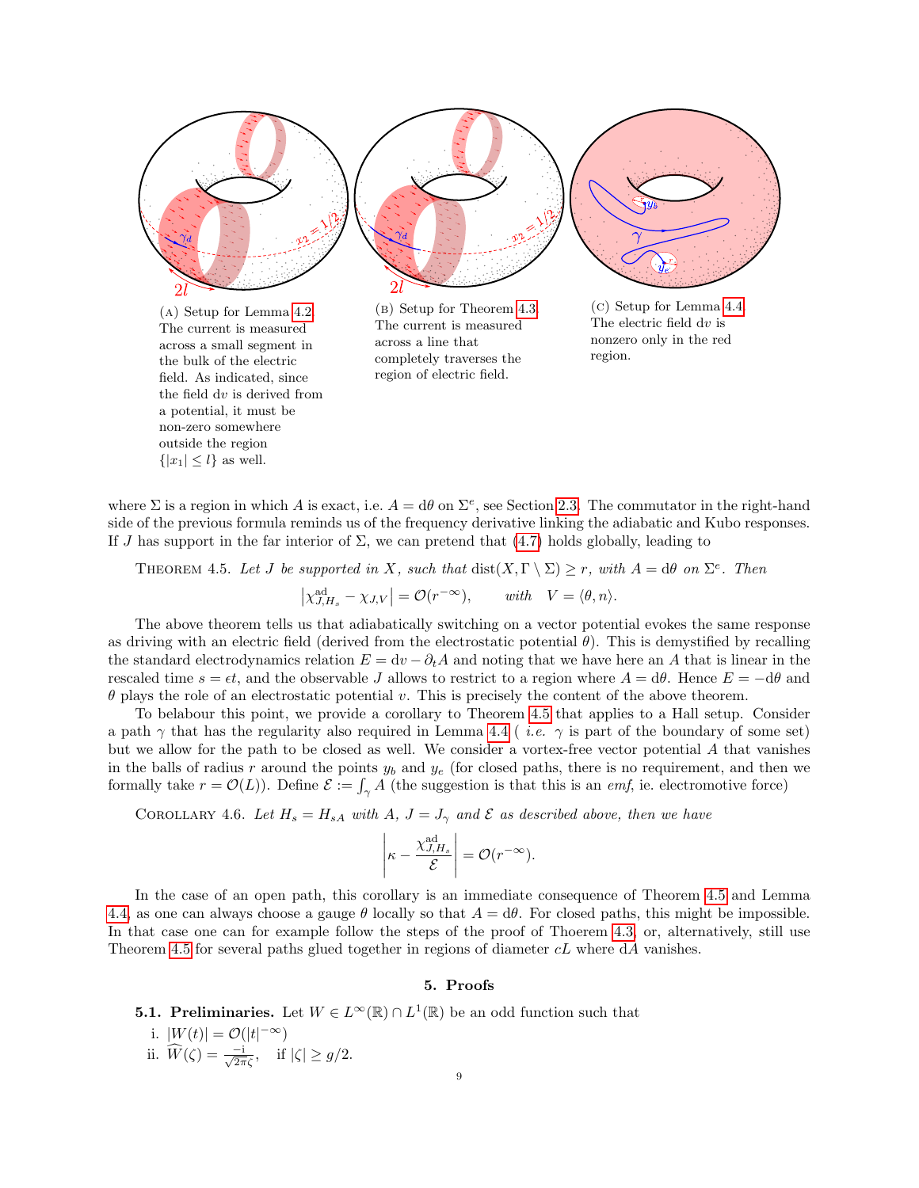(a) Setup for Lemma 4.2. The current is measured across a small segment in the bulk of the electric field. As indicated, since the field $\mathrm{d}v$ is derived from a potential, it must be non-zero somewhere outside the region $\{|x_1| \le l\}$ as well.

(b) Setup for Theorem 4.3. The current is measured across a line that completely traverses the region of electric field.

(c) Setup for Lemma 4.4. The electric field $\mathrm{d}v$ is nonzero only in the red region.

where $\Sigma$ is a region in which $A$ is exact, i.e. $A = \mathrm{d}\theta$ on $\Sigma^e$, see Section 2.3. The commutator in the right-hand side of the previous formula reminds us of the frequency derivative linking the adiabatic and Kubo responses. If $J$ has support in the far interior of $\Sigma$, we can pretend that (4.7) holds globally, leading to

Theorem 4.5. *Let $J$ be supported in $X$, such that $\mathrm{dist}(X, \Gamma \setminus \Sigma) \ge r$, with $A = \mathrm{d}\theta$ on $\Sigma^e$. Then*

$$\left|\chi^{\mathrm{ad}}_{J,H_s} - \chi_{J,V}\right| = \mathcal{O}(r^{-\infty}), \qquad \textit{with} \quad V = \langle \theta, n\rangle.$$

The above theorem tells us that adiabatically switching on a vector potential evokes the same response as driving with an electric field (derived from the electrostatic potential $\theta$). This is demystified by recalling the standard electrodynamics relation $E = \mathrm{d}v - \partial_t A$ and noting that we have here an $A$ that is linear in the rescaled time $s = \epsilon t$, and the observable $J$ allows to restrict to a region where $A = \mathrm{d}\theta$. Hence $E = -\mathrm{d}\theta$ and $\theta$ plays the role of an electrostatic potential $v$. This is precisely the content of the above theorem.

To belabour this point, we provide a corollary to Theorem 4.5 that applies to a Hall setup. Consider a path $\gamma$ that has the regularity also required in Lemma 4.4 ( *i.e.* $\gamma$ is part of the boundary of some set) but we allow for the path to be closed as well. We consider a vortex-free vector potential $A$ that vanishes in the balls of radius $r$ around the points $y_b$ and $y_e$ (for closed paths, there is no requirement, and then we formally take $r = \mathcal{O}(L)$). Define $\mathcal{E} := \int_\gamma A$ (the suggestion is that this is an *emf*, ie. electromotive force)

Corollary 4.6. *Let $H_s = H_{sA}$ with $A$, $J = J_\gamma$ and $\mathcal{E}$ as described above, then we have*

$$\left|\kappa - \frac{\chi^{\mathrm{ad}}_{J,H_s}}{\mathcal{E}}\right| = \mathcal{O}(r^{-\infty}).$$

In the case of an open path, this corollary is an immediate consequence of Theorem 4.5 and Lemma 4.4, as one can always choose a gauge $\theta$ locally so that $A = \mathrm{d}\theta$. For closed paths, this might be impossible. In that case one can for example follow the steps of the proof of Thoerem 4.3, or, alternatively, still use Theorem 4.5 for several paths glued together in regions of diameter $cL$ where $\mathrm{d}A$ vanishes.

## 5. Proofs

**5.1. Preliminaries.** Let $W \in L^\infty(\mathbb{R}) \cap L^1(\mathbb{R})$ be an odd function such that

i. $|W(t)| = \mathcal{O}(|t|^{-\infty})$
ii. $\widehat{W}(\zeta) = \frac{-\mathrm{i}}{\sqrt{2\pi}\zeta}, \quad$ if $|\zeta| \ge g/2$.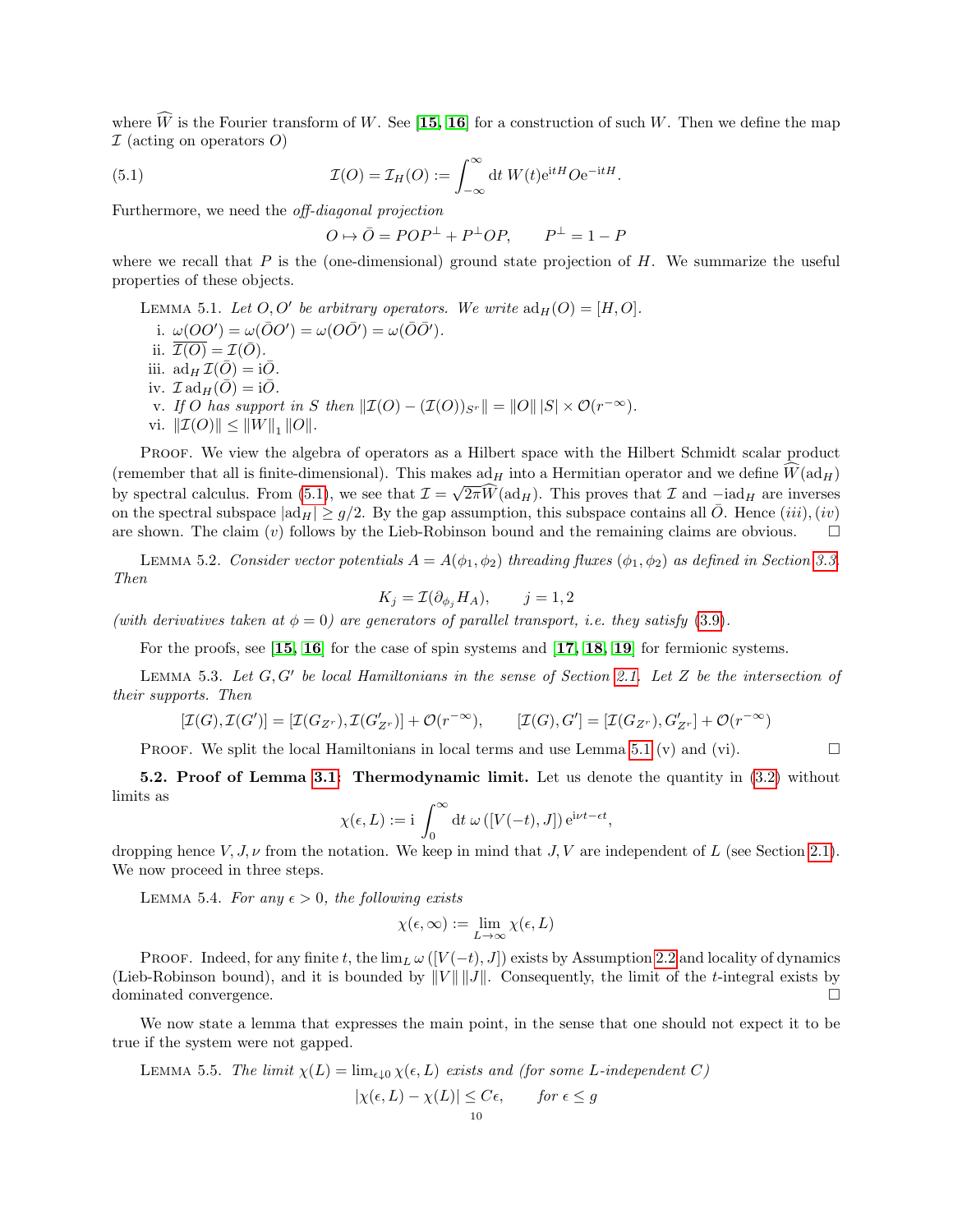where $\widehat{W}$ is the Fourier transform of $W$. See [15, 16] for a construction of such $W$. Then we define the map $\mathcal{I}$ (acting on operators $O$)

$$\mathcal{I}(O) = \mathcal{I}_H(O) := \int_{-\infty}^{\infty} \mathrm{d}t \, W(t) \mathrm{e}^{\mathrm{i}tH} O \mathrm{e}^{-\mathrm{i}tH}. \tag{5.1}$$

Furthermore, we need the *off-diagonal projection*

$$O \mapsto \bar{O} = POP^{\perp} + P^{\perp}OP, \qquad P^{\perp} = 1 - P$$

where we recall that $P$ is the (one-dimensional) ground state projection of $H$. We summarize the useful properties of these objects.

LEMMA 5.1. *Let $O, O'$ be arbitrary operators. We write $\mathrm{ad}_H(O) = [H, O]$.*

i. $\omega(OO') = \omega(\bar{O}O') = \omega(O\bar{O}') = \omega(\bar{O}\bar{O}')$.
ii. $\overline{\mathcal{I}(O)} = \mathcal{I}(\bar{O})$.
iii. $\mathrm{ad}_H \, \mathcal{I}(\bar{O}) = \mathrm{i}\bar{O}$.
iv. $\mathcal{I} \, \mathrm{ad}_H(\bar{O}) = \mathrm{i}\bar{O}$.
v. *If $O$ has support in $S$ then* $\|\mathcal{I}(O) - (\mathcal{I}(O))_{S^r}\| = \|O\| \, |S| \times \mathcal{O}(r^{-\infty})$.
vi. $\|\mathcal{I}(O)\| \leq \|W\|_1 \, \|O\|$.

PROOF. We view the algebra of operators as a Hilbert space with the Hilbert Schmidt scalar product (remember that all is finite-dimensional). This makes $\mathrm{ad}_H$ into a Hermitian operator and we define $\widehat{W}(\mathrm{ad}_H)$ by spectral calculus. From (5.1), we see that $\mathcal{I} = \sqrt{2\pi}\widehat{W}(\mathrm{ad}_H)$. This proves that $\mathcal{I}$ and $-\mathrm{i}\mathrm{ad}_H$ are inverses on the spectral subspace $|\mathrm{ad}_H| \geq g/2$. By the gap assumption, this subspace contains all $\bar{O}$. Hence $(iii), (iv)$ are shown. The claim $(v)$ follows by the Lieb-Robinson bound and the remaining claims are obvious. □

LEMMA 5.2. *Consider vector potentials $A = A(\phi_1, \phi_2)$ threading fluxes $(\phi_1, \phi_2)$ as defined in Section 3.3. Then*

$$K_j = \mathcal{I}(\partial_{\phi_j} H_A), \qquad j = 1, 2$$

*(with derivatives taken at $\phi = 0$) are generators of parallel transport, i.e. they satisfy (3.9).*

For the proofs, see [15, 16] for the case of spin systems and [17, 18, 19] for fermionic systems.

LEMMA 5.3. *Let $G, G'$ be local Hamiltonians in the sense of Section 2.1. Let $Z$ be the intersection of their supports. Then*

$$[\mathcal{I}(G), \mathcal{I}(G')] = [\mathcal{I}(G_{Z^r}), \mathcal{I}(G'_{Z^r})] + \mathcal{O}(r^{-\infty}), \qquad [\mathcal{I}(G), G'] = [\mathcal{I}(G_{Z^r}), G'_{Z^r}] + \mathcal{O}(r^{-\infty})$$

PROOF. We split the local Hamiltonians in local terms and use Lemma 5.1 (v) and (vi). □

**5.2. Proof of Lemma 3.1: Thermodynamic limit.** Let us denote the quantity in (3.2) without limits as

$$\chi(\epsilon, L) := \mathrm{i} \int_0^{\infty} \mathrm{d}t \, \omega\left([V(-t), J]\right) \mathrm{e}^{\mathrm{i}\nu t - \epsilon t},$$

dropping hence $V, J, \nu$ from the notation. We keep in mind that $J, V$ are independent of $L$ (see Section 2.1). We now proceed in three steps.

LEMMA 5.4. *For any $\epsilon > 0$, the following exists*

$$\chi(\epsilon, \infty) := \lim_{L \to \infty} \chi(\epsilon, L)$$

PROOF. Indeed, for any finite $t$, the $\lim_L \omega\left([V(-t), J]\right)$ exists by Assumption 2.2 and locality of dynamics (Lieb-Robinson bound), and it is bounded by $\|V\| \, \|J\|$. Consequently, the limit of the $t$-integral exists by dominated convergence. □

We now state a lemma that expresses the main point, in the sense that one should not expect it to be true if the system were not gapped.

LEMMA 5.5. *The limit $\chi(L) = \lim_{\epsilon \downarrow 0} \chi(\epsilon, L)$ exists and (for some $L$-independent $C$)*

$$|\chi(\epsilon, L) - \chi(L)| \leq C\epsilon, \qquad \text{for } \epsilon \leq g$$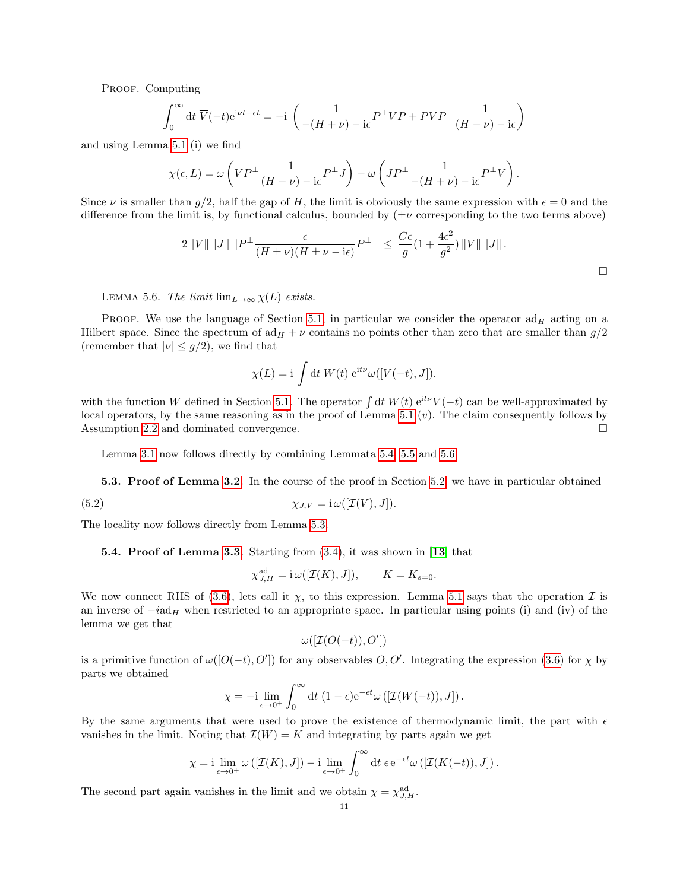Proof. Computing

$$\int_0^\infty \mathrm{d}t\ \overline{V}(-t)\mathrm{e}^{\mathrm{i}\nu t-\epsilon t} = -\mathrm{i}\left(\frac{1}{-(H+\nu)-\mathrm{i}\epsilon}P^\perp V P + PVP^\perp \frac{1}{(H-\nu)-\mathrm{i}\epsilon}\right)$$

and using Lemma 5.1 (i) we find

$$\chi(\epsilon, L) = \omega\left(VP^\perp \frac{1}{(H-\nu)-\mathrm{i}\epsilon}P^\perp J\right) - \omega\left(JP^\perp \frac{1}{-(H+\nu)-\mathrm{i}\epsilon}P^\perp V\right).$$

Since $\nu$ is smaller than $g/2$, half the gap of $H$, the limit is obviously the same expression with $\epsilon = 0$ and the difference from the limit is, by functional calculus, bounded by ($\pm\nu$ corresponding to the two terms above)

$$2\,\|V\|\,\|J\|\,||P^\perp \frac{\epsilon}{(H\pm\nu)(H\pm\nu-\mathrm{i}\epsilon)}P^\perp|| \le \frac{C\epsilon}{g}(1+\frac{4\epsilon^2}{g^2})\,\|V\|\,\|J\|\,.$$

□

Lemma 5.6. *The limit $\lim_{L\to\infty}\chi(L)$ exists.*

Proof. We use the language of Section 5.1, in particular we consider the operator $\mathrm{ad}_H$ acting on a Hilbert space. Since the spectrum of $\mathrm{ad}_H + \nu$ contains no points other than zero that are smaller than $g/2$ (remember that $|\nu| \le g/2$), we find that

$$\chi(L) = \mathrm{i}\int \mathrm{d}t\ W(t)\ \mathrm{e}^{\mathrm{i}t\nu}\omega([V(-t), J]).$$

with the function $W$ defined in Section 5.1. The operator $\int \mathrm{d}t\ W(t)\ \mathrm{e}^{\mathrm{i}t\nu}V(-t)$ can be well-approximated by local operators, by the same reasoning as in the proof of Lemma 5.1 $(v)$. The claim consequently follows by Assumption 2.2 and dominated convergence. □

Lemma 3.1 now follows directly by combining Lemmata 5.4, 5.5 and 5.6.

**5.3. Proof of Lemma 3.2.** In the course of the proof in Section 5.2, we have in particular obtained

$$\chi_{J,V} = \mathrm{i}\,\omega([\mathcal{I}(V), J]). \tag{5.2}$$

The locality now follows directly from Lemma 5.3.

**5.4. Proof of Lemma 3.3.** Starting from (3.4), it was shown in [13] that

$$\chi^{\mathrm{ad}}_{J,H} = \mathrm{i}\,\omega([\mathcal{I}(K), J]), \qquad K = K_{s=0}.$$

We now connect RHS of (3.6), lets call it $\chi$, to this expression. Lemma 5.1 says that the operation $\mathcal{I}$ is an inverse of $-i\mathrm{ad}_H$ when restricted to an appropriate space. In particular using points (i) and (iv) of the lemma we get that

$$\omega([\mathcal{I}(O(-t)), O'])$$

is a primitive function of $\omega([O(-t), O'])$ for any observables $O, O'$. Integrating the expression (3.6) for $\chi$ by parts we obtained

$$\chi = -\mathrm{i}\lim_{\epsilon\to 0^+}\int_0^\infty \mathrm{d}t\ (1-\epsilon)\mathrm{e}^{-\epsilon t}\omega\left([\mathcal{I}(W(-t)), J]\right).$$

By the same arguments that were used to prove the existence of thermodynamic limit, the part with $\epsilon$ vanishes in the limit. Noting that $\mathcal{I}(W) = K$ and integrating by parts again we get

$$\chi = \mathrm{i}\lim_{\epsilon\to 0^+}\omega\left([\mathcal{I}(K), J]\right) - \mathrm{i}\lim_{\epsilon\to 0^+}\int_0^\infty \mathrm{d}t\ \epsilon\,\mathrm{e}^{-\epsilon t}\omega\left([\mathcal{I}(K(-t)), J]\right).$$

The second part again vanishes in the limit and we obtain $\chi = \chi^{\mathrm{ad}}_{J,H}$.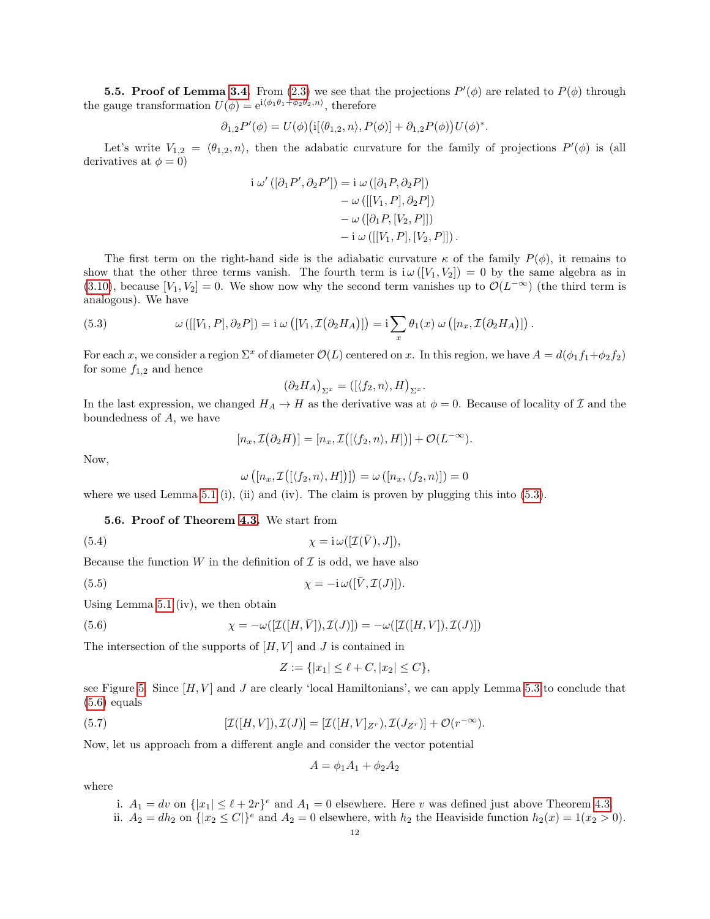**5.5. Proof of Lemma 3.4.** From (2.3) we see that the projections $P'(\phi)$ are related to $P(\phi)$ through the gauge transformation $U(\phi) = \mathrm{e}^{\mathrm{i}\langle \phi_1\theta_1+\phi_2\theta_2,n\rangle}$, therefore

$$\partial_{1,2}P'(\phi) = U(\phi)\big(\mathrm{i}[\langle\theta_{1,2},n\rangle, P(\phi)] + \partial_{1,2}P(\phi)\big)U(\phi)^*.$$

Let's write $V_{1,2} = \langle\theta_{1,2},n\rangle$, then the adabatic curvature for the family of projections $P'(\phi)$ is (all derivatives at $\phi = 0$)

$$\begin{aligned}\mathrm{i}\,\omega'\left([\partial_1 P', \partial_2 P']\right) &= \mathrm{i}\,\omega\left([\partial_1 P, \partial_2 P]\right)\\ &\quad - \omega\left([[V_1,P],\partial_2 P]\right)\\ &\quad - \omega\left([\partial_1 P,[V_2,P]]\right)\\ &\quad - \mathrm{i}\,\omega\left([[V_1,P],[V_2,P]]\right).\end{aligned}$$

The first term on the right-hand side is the adiabatic curvature $\kappa$ of the family $P(\phi)$, it remains to show that the other three terms vanish. The fourth term is $\mathrm{i}\,\omega([V_1,V_2]) = 0$ by the same algebra as in (3.10), because $[V_1,V_2]=0$. We show now why the second term vanishes up to $\mathcal{O}(L^{-\infty})$ (the third term is analogous). We have

$$\omega\left([[V_1,P],\partial_2 P]\right) = \mathrm{i}\,\omega\left([V_1,\mathcal{I}(\partial_2 H_A)]\right) = \mathrm{i}\sum_x \theta_1(x)\,\omega\left([n_x,\mathcal{I}(\partial_2 H_A)]\right). \tag{5.3}$$

For each $x$, we consider a region $\Sigma^x$ of diameter $\mathcal{O}(L)$ centered on $x$. In this region, we have $A = d(\phi_1 f_1 + \phi_2 f_2)$ for some $f_{1,2}$ and hence

$$\left(\partial_2 H_A\right)_{\Sigma^x} = ([\langle f_2,n\rangle, H)_{\Sigma^x}.$$

In the last expression, we changed $H_A \to H$ as the derivative was at $\phi=0$. Because of locality of $\mathcal{I}$ and the boundedness of $A$, we have

$$[n_x,\mathcal{I}(\partial_2 H)] = [n_x,\mathcal{I}([\langle f_2,n\rangle,H])] + \mathcal{O}(L^{-\infty}).$$

Now,

$$\omega\left([n_x,\mathcal{I}([\langle f_2,n\rangle,H])]\right) = \omega\left([n_x,\langle f_2,n\rangle]\right) = 0$$

where we used Lemma 5.1 (i), (ii) and (iv). The claim is proven by plugging this into (5.3).

**5.6. Proof of Theorem 4.3.** We start from

$$\chi = \mathrm{i}\,\omega([\mathcal{I}(\bar V),J]), \tag{5.4}$$

Because the function $W$ in the definition of $\mathcal{I}$ is odd, we have also

$$\chi = -\mathrm{i}\,\omega([\bar V,\mathcal{I}(J)]). \tag{5.5}$$

Using Lemma 5.1 (iv), we then obtain

$$\chi = -\omega([\mathcal{I}([H,\bar V]),\mathcal{I}(J)]) = -\omega([\mathcal{I}([H,V]),\mathcal{I}(J)]) \tag{5.6}$$

The intersection of the supports of $[H,V]$ and $J$ is contained in

$$Z := \{|x_1| \leq \ell + C, |x_2| \leq C\},$$

see Figure 5. Since $[H,V]$ and $J$ are clearly 'local Hamiltonians', we can apply Lemma 5.3 to conclude that (5.6) equals

$$[\mathcal{I}([H,V]),\mathcal{I}(J)] = [\mathcal{I}([H,V]_{Z^r}),\mathcal{I}(J_{Z^r})] + \mathcal{O}(r^{-\infty}). \tag{5.7}$$

Now, let us approach from a different angle and consider the vector potential

$$A = \phi_1 A_1 + \phi_2 A_2$$

where

i. $A_1 = dv$ on $\{|x_1| \leq \ell + 2r\}^e$ and $A_1 = 0$ elsewhere. Here $v$ was defined just above Theorem 4.3.
ii. $A_2 = dh_2$ on $\{|x_2 \leq C|\}^e$ and $A_2 = 0$ elsewhere, with $h_2$ the Heaviside function $h_2(x) = 1(x_2 > 0)$.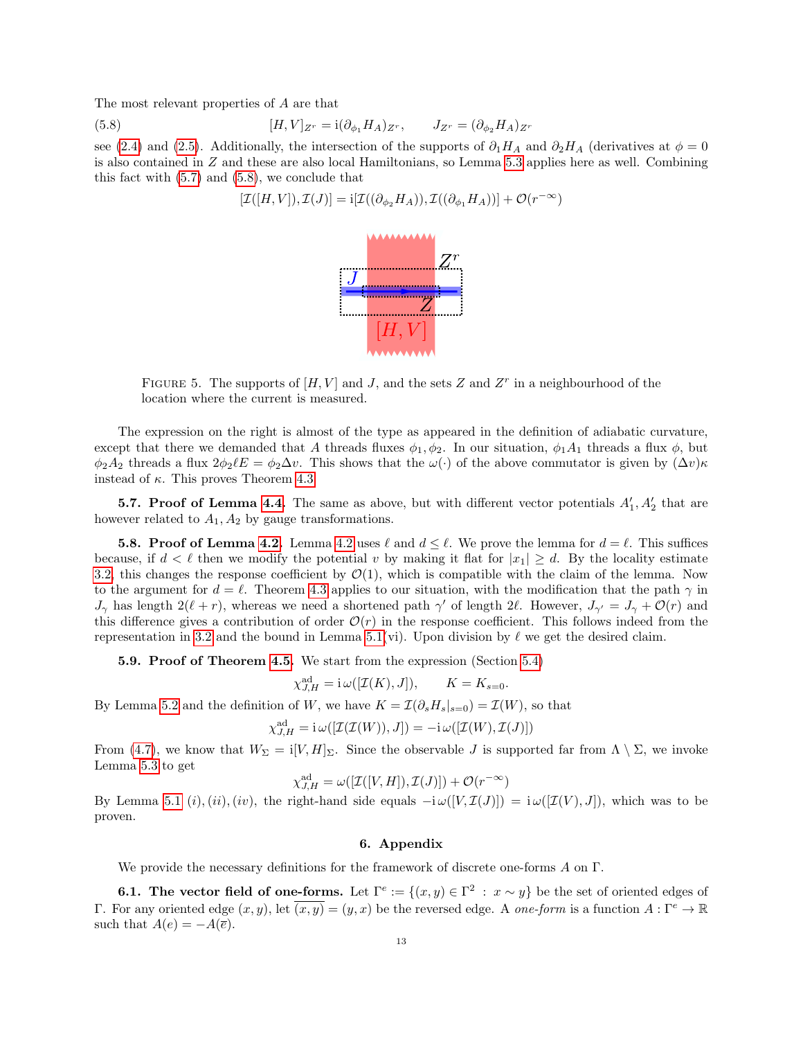The most relevant properties of $A$ are that

$$[H,V]_{Z^r} = \mathrm{i}(\partial_{\phi_1} H_A)_{Z^r}, \qquad J_{Z^r} = (\partial_{\phi_2} H_A)_{Z^r} \tag{5.8}$$

see (2.4) and (2.5). Additionally, the intersection of the supports of $\partial_1 H_A$ and $\partial_2 H_A$ (derivatives at $\phi = 0$ is also contained in $Z$ and these are also local Hamiltonians, so Lemma 5.3 applies here as well. Combining this fact with (5.7) and (5.8), we conclude that

$$[\mathcal{I}([H,V]),\mathcal{I}(J)] = \mathrm{i}[\mathcal{I}((\partial_{\phi_2} H_A)),\mathcal{I}((\partial_{\phi_1} H_A))] + \mathcal{O}(r^{-\infty})$$

FIGURE 5. The supports of $[H,V]$ and $J$, and the sets $Z$ and $Z^r$ in a neighbourhood of the location where the current is measured.

The expression on the right is almost of the type as appeared in the definition of adiabatic curvature, except that there we demanded that $A$ threads fluxes $\phi_1, \phi_2$. In our situation, $\phi_1 A_1$ threads a flux $\phi$, but $\phi_2 A_2$ threads a flux $2\phi_2 \ell E = \phi_2 \Delta v$. This shows that the $\omega(\cdot)$ of the above commutator is given by $(\Delta v)\kappa$ instead of $\kappa$. This proves Theorem 4.3

**5.7. Proof of Lemma 4.4.** The same as above, but with different vector potentials $A_1', A_2'$ that are however related to $A_1, A_2$ by gauge transformations.

**5.8. Proof of Lemma 4.2.** Lemma 4.2 uses $\ell$ and $d \leq \ell$. We prove the lemma for $d = \ell$. This suffices because, if $d < \ell$ then we modify the potential $v$ by making it flat for $|x_1| \geq d$. By the locality estimate 3.2, this changes the response coefficient by $\mathcal{O}(1)$, which is compatible with the claim of the lemma. Now to the argument for $d = \ell$. Theorem 4.3 applies to our situation, with the modification that the path $\gamma$ in $J_\gamma$ has length $2(\ell + r)$, whereas we need a shortened path $\gamma'$ of length $2\ell$. However, $J_{\gamma'} = J_\gamma + \mathcal{O}(r)$ and this difference gives a contribution of order $\mathcal{O}(r)$ in the response coefficient. This follows indeed from the representation in 3.2 and the bound in Lemma 5.1(vi). Upon division by $\ell$ we get the desired claim.

**5.9. Proof of Theorem 4.5.** We start from the expression (Section 5.4)

$$\chi^{\mathrm{ad}}_{J,H} = \mathrm{i}\,\omega([\mathcal{I}(K), J]), \qquad K = K_{s=0}.$$

By Lemma 5.2 and the definition of $W$, we have $K = \mathcal{I}(\partial_s H_s|_{s=0}) = \mathcal{I}(W)$, so that

$$\chi^{\mathrm{ad}}_{J,H} = \mathrm{i}\,\omega([\mathcal{I}(\mathcal{I}(W)), J]) = -\mathrm{i}\,\omega([\mathcal{I}(W), \mathcal{I}(J)])$$

From (4.7), we know that $W_\Sigma = \mathrm{i}[V,H]_\Sigma$. Since the observable $J$ is supported far from $\Lambda \setminus \Sigma$, we invoke Lemma 5.3 to get

$$\chi^{\mathrm{ad}}_{J,H} = \omega([\mathcal{I}([V,H]), \mathcal{I}(J)]) + \mathcal{O}(r^{-\infty})$$

By Lemma 5.1 $(i),(ii),(iv)$, the right-hand side equals $-\mathrm{i}\,\omega([V, \mathcal{I}(J)]) = \mathrm{i}\,\omega([\mathcal{I}(V), J])$, which was to be proven.

## 6. Appendix

We provide the necessary definitions for the framework of discrete one-forms $A$ on $\Gamma$.

**6.1. The vector field of one-forms.** Let $\Gamma^e := \{(x,y) \in \Gamma^2 \,:\, x \sim y\}$ be the set of oriented edges of $\Gamma$. For any oriented edge $(x,y)$, let $\overline{(x,y)} = (y,x)$ be the reversed edge. A *one-form* is a function $A : \Gamma^e \to \mathbb{R}$ such that $A(e) = -A(\overline{e})$.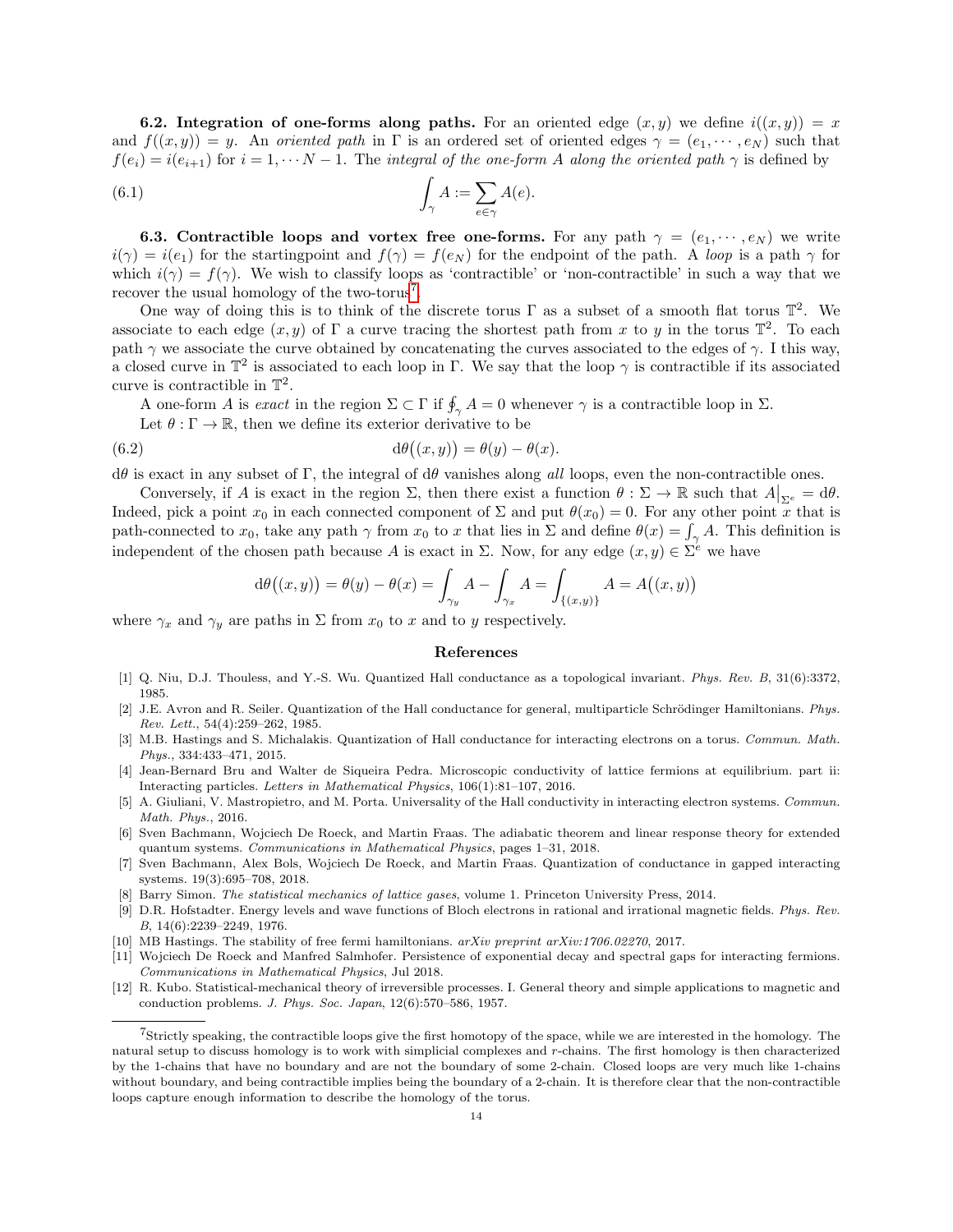**6.2. Integration of one-forms along paths.** For an oriented edge $(x, y)$ we define $i((x, y)) = x$ and $f((x, y)) = y$. An *oriented path* in $\Gamma$ is an ordered set of oriented edges $\gamma = (e_1, \cdots, e_N)$ such that $f(e_i) = i(e_{i+1})$ for $i = 1, \cdots N-1$. The *integral of the one-form A along the oriented path* $\gamma$ is defined by

$$\int_\gamma A := \sum_{e \in \gamma} A(e). \tag{6.1}$$

**6.3. Contractible loops and vortex free one-forms.** For any path $\gamma = (e_1, \cdots, e_N)$ we write $i(\gamma) = i(e_1)$ for the startingpoint and $f(\gamma) = f(e_N)$ for the endpoint of the path. A *loop* is a path $\gamma$ for which $i(\gamma) = f(\gamma)$. We wish to classify loops as 'contractible' or 'non-contractible' in such a way that we recover the usual homology of the two-torus[7].

One way of doing this is to think of the discrete torus $\Gamma$ as a subset of a smooth flat torus $\mathbb{T}^2$. We associate to each edge $(x, y)$ of $\Gamma$ a curve tracing the shortest path from $x$ to $y$ in the torus $\mathbb{T}^2$. To each path $\gamma$ we associate the curve obtained by concatenating the curves associated to the edges of $\gamma$. I this way, a closed curve in $\mathbb{T}^2$ is associated to each loop in $\Gamma$. We say that the loop $\gamma$ is contractible if its associated curve is contractible in $\mathbb{T}^2$.

A one-form $A$ is *exact* in the region $\Sigma \subset \Gamma$ if $\oint_\gamma A = 0$ whenever $\gamma$ is a contractible loop in $\Sigma$.

Let $\theta : \Gamma \to \mathbb{R}$, then we define its exterior derivative to be

$$\mathrm{d}\theta\big((x, y)\big) = \theta(y) - \theta(x). \tag{6.2}$$

$\mathrm{d}\theta$ is exact in any subset of $\Gamma$, the integral of $\mathrm{d}\theta$ vanishes along *all* loops, even the non-contractible ones.

Conversely, if $A$ is exact in the region $\Sigma$, then there exist a function $\theta : \Sigma \to \mathbb{R}$ such that $A\big|_{\Sigma^e} = \mathrm{d}\theta$. Indeed, pick a point $x_0$ in each connected component of $\Sigma$ and put $\theta(x_0) = 0$. For any other point $x$ that is path-connected to $x_0$, take any path $\gamma$ from $x_0$ to $x$ that lies in $\Sigma$ and define $\theta(x) = \int_\gamma A$. This definition is independent of the chosen path because $A$ is exact in $\Sigma$. Now, for any edge $(x, y) \in \Sigma^e$ we have

$$\mathrm{d}\theta\big((x, y)\big) = \theta(y) - \theta(x) = \int_{\gamma_y} A - \int_{\gamma_x} A = \int_{\{(x,y)\}} A = A\big((x, y)\big)$$

where $\gamma_x$ and $\gamma_y$ are paths in $\Sigma$ from $x_0$ to $x$ and to $y$ respectively.

## References

[1] Q. Niu, D.J. Thouless, and Y.-S. Wu. Quantized Hall conductance as a topological invariant. *Phys. Rev. B*, 31(6):3372, 1985.

[2] J.E. Avron and R. Seiler. Quantization of the Hall conductance for general, multiparticle Schrödinger Hamiltonians. *Phys. Rev. Lett.*, 54(4):259–262, 1985.

[3] M.B. Hastings and S. Michalakis. Quantization of Hall conductance for interacting electrons on a torus. *Commun. Math. Phys.*, 334:433–471, 2015.

[4] Jean-Bernard Bru and Walter de Siqueira Pedra. Microscopic conductivity of lattice fermions at equilibrium. part ii: Interacting particles. *Letters in Mathematical Physics*, 106(1):81–107, 2016.

[5] A. Giuliani, V. Mastropietro, and M. Porta. Universality of the Hall conductivity in interacting electron systems. *Commun. Math. Phys.*, 2016.

[6] Sven Bachmann, Wojciech De Roeck, and Martin Fraas. The adiabatic theorem and linear response theory for extended quantum systems. *Communications in Mathematical Physics*, pages 1–31, 2018.

[7] Sven Bachmann, Alex Bols, Wojciech De Roeck, and Martin Fraas. Quantization of conductance in gapped interacting systems. 19(3):695–708, 2018.

[8] Barry Simon. *The statistical mechanics of lattice gases*, volume 1. Princeton University Press, 2014.

[9] D.R. Hofstadter. Energy levels and wave functions of Bloch electrons in rational and irrational magnetic fields. *Phys. Rev. B*, 14(6):2239–2249, 1976.

[10] MB Hastings. The stability of free fermi hamiltonians. *arXiv preprint arXiv:1706.02270*, 2017.

[11] Wojciech De Roeck and Manfred Salmhofer. Persistence of exponential decay and spectral gaps for interacting fermions. *Communications in Mathematical Physics*, Jul 2018.

[12] R. Kubo. Statistical-mechanical theory of irreversible processes. I. General theory and simple applications to magnetic and conduction problems. *J. Phys. Soc. Japan*, 12(6):570–586, 1957.

---

[7] Strictly speaking, the contractible loops give the first homotopy of the space, while we are interested in the homology. The natural setup to discuss homology is to work with simplicial complexes and $r$-chains. The first homology is then characterized by the 1-chains that have no boundary and are not the boundary of some 2-chain. Closed loops are very much like 1-chains without boundary, and being contractible implies being the boundary of a 2-chain. It is therefore clear that the non-contractible loops capture enough information to describe the homology of the torus.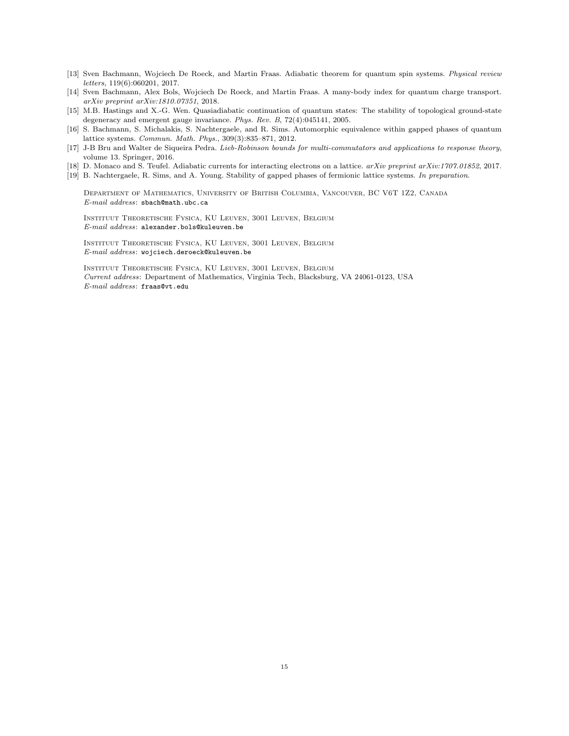[13] Sven Bachmann, Wojciech De Roeck, and Martin Fraas. Adiabatic theorem for quantum spin systems. *Physical review letters*, 119(6):060201, 2017.

[14] Sven Bachmann, Alex Bols, Wojciech De Roeck, and Martin Fraas. A many-body index for quantum charge transport. *arXiv preprint arXiv:1810.07351*, 2018.

[15] M.B. Hastings and X.-G. Wen. Quasiadiabatic continuation of quantum states: The stability of topological ground-state degeneracy and emergent gauge invariance. *Phys. Rev. B*, 72(4):045141, 2005.

[16] S. Bachmann, S. Michalakis, S. Nachtergaele, and R. Sims. Automorphic equivalence within gapped phases of quantum lattice systems. *Commun. Math. Phys.*, 309(3):835–871, 2012.

[17] J-B Bru and Walter de Siqueira Pedra. *Lieb-Robinson bounds for multi-commutators and applications to response theory*, volume 13. Springer, 2016.

[18] D. Monaco and S. Teufel. Adiabatic currents for interacting electrons on a lattice. *arXiv preprint arXiv:1707.01852*, 2017.

[19] B. Nachtergaele, R. Sims, and A. Young. Stability of gapped phases of fermionic lattice systems. *In preparation*.

Department of Mathematics, University of British Columbia, Vancouver, BC V6T 1Z2, Canada
*E-mail address*: sbach@math.ubc.ca

Instituut Theoretische Fysica, KU Leuven, 3001 Leuven, Belgium
*E-mail address*: alexander.bols@kuleuven.be

Instituut Theoretische Fysica, KU Leuven, 3001 Leuven, Belgium
*E-mail address*: wojciech.deroeck@kuleuven.be

Instituut Theoretische Fysica, KU Leuven, 3001 Leuven, Belgium
*Current address*: Department of Mathematics, Virginia Tech, Blacksburg, VA 24061-0123, USA
*E-mail address*: fraas@vt.edu